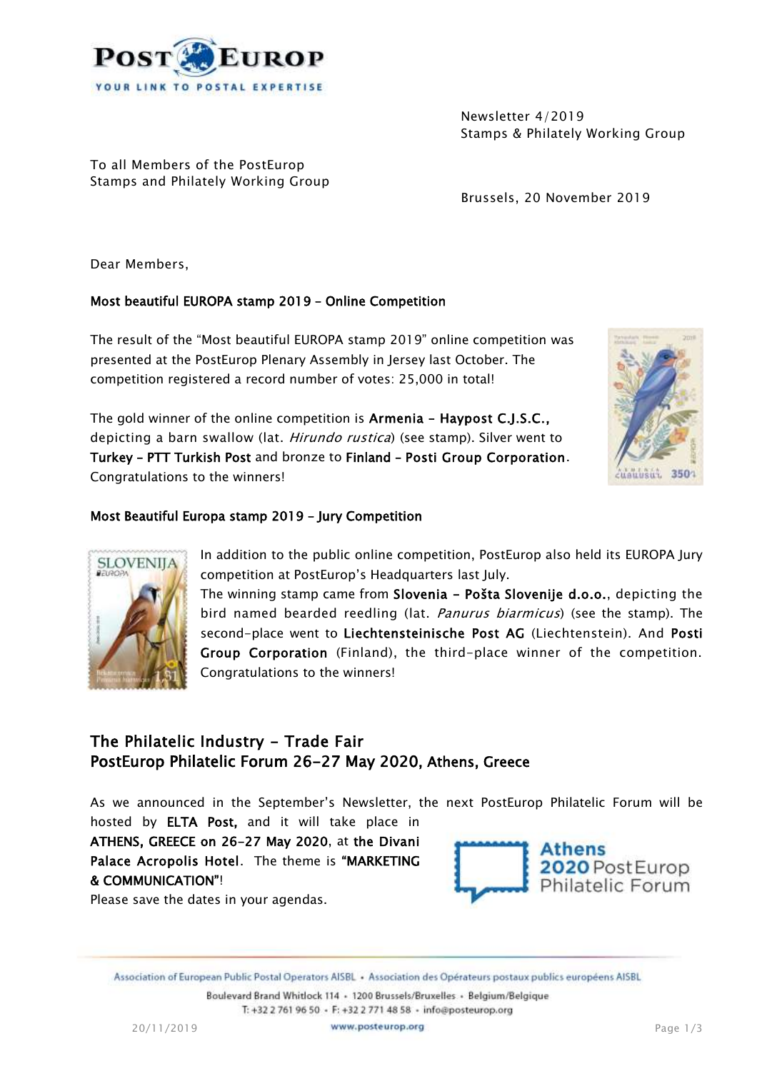Newsletter 4/2019
Stamps & Philately Working Group

To all Members of the PostEurop
Stamps and Philately Working Group

Brussels, 20 November 2019

Dear Members,

**Most beautiful EUROPA stamp 2019 – Online Competition**

The result of the "Most beautiful EUROPA stamp 2019" online competition was presented at the PostEurop Plenary Assembly in Jersey last October. The competition registered a record number of votes: 25,000 in total!

The gold winner of the online competition is **Armenia – Haypost C.J.S.C.,** depicting a barn swallow (lat. *Hirundo rustica*) (see stamp). Silver went to **Turkey – PTT Turkish Post** and bronze to **Finland – Posti Group Corporation**. Congratulations to the winners!

**Most Beautiful Europa stamp 2019 – Jury Competition**

In addition to the public online competition, PostEurop also held its EUROPA Jury competition at PostEurop's Headquarters last July.

The winning stamp came from **Slovenia – Pošta Slovenije d.o.o.**, depicting the bird named bearded reedling (lat. *Panurus biarmicus*) (see the stamp). The second-place went to **Liechtensteinische Post AG** (Liechtenstein). And **Posti Group Corporation** (Finland), the third-place winner of the competition. Congratulations to the winners!

## The Philatelic Industry - Trade Fair
## PostEurop Philatelic Forum 26-27 May 2020, Athens, Greece

As we announced in the September's Newsletter, the next PostEurop Philatelic Forum will be hosted by **ELTA Post,** and it will take place in **ATHENS, GREECE on 26-27 May 2020**, at **the Divani Palace Acropolis Hotel**. The theme is **"MARKETING & COMMUNICATION"**!

Please save the dates in your agendas.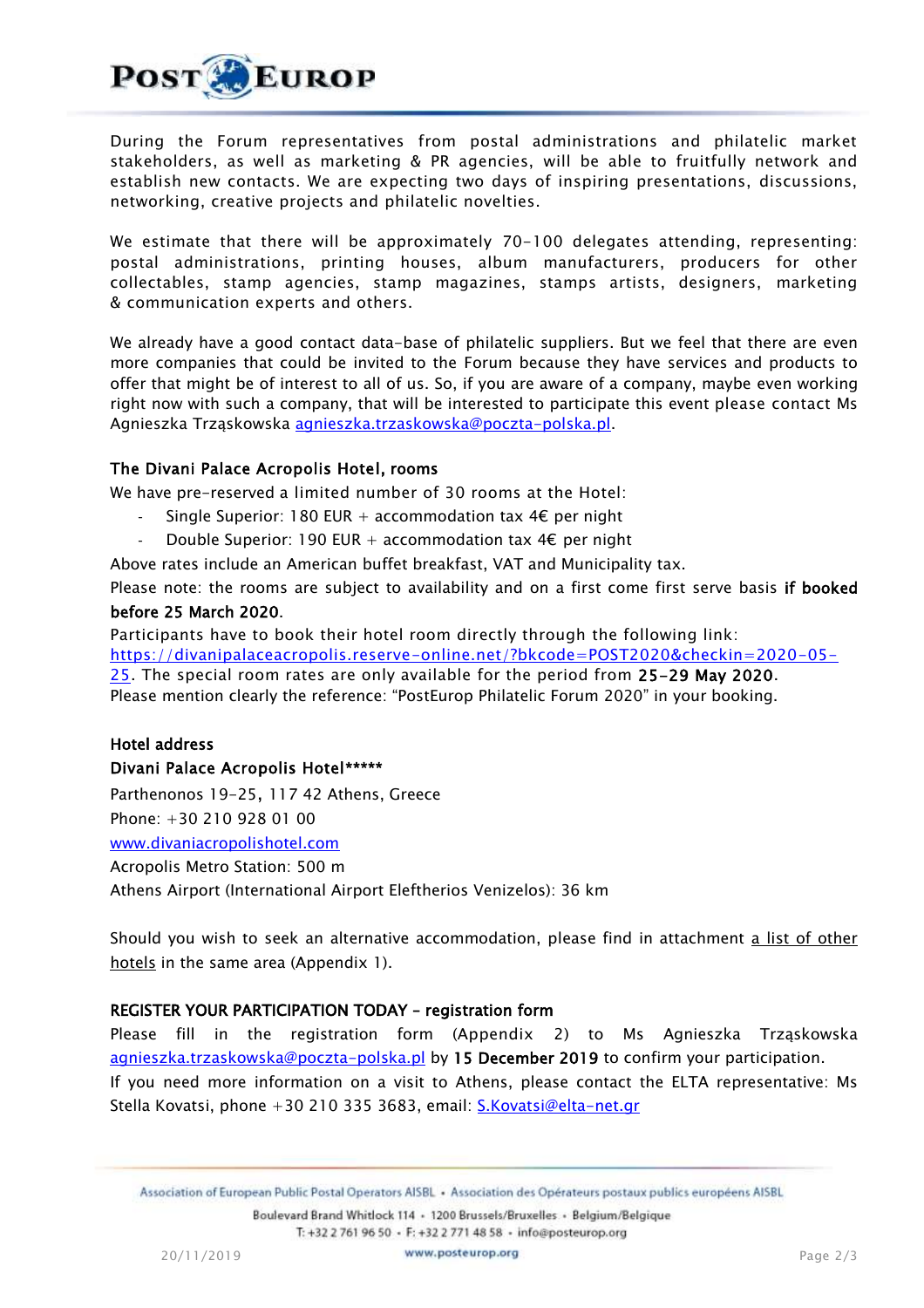During the Forum representatives from postal administrations and philatelic market stakeholders, as well as marketing & PR agencies, will be able to fruitfully network and establish new contacts. We are expecting two days of inspiring presentations, discussions, networking, creative projects and philatelic novelties.

We estimate that there will be approximately 70-100 delegates attending, representing: postal administrations, printing houses, album manufacturers, producers for other collectables, stamp agencies, stamp magazines, stamps artists, designers, marketing & communication experts and others.

We already have a good contact data-base of philatelic suppliers. But we feel that there are even more companies that could be invited to the Forum because they have services and products to offer that might be of interest to all of us. So, if you are aware of a company, maybe even working right now with such a company, that will be interested to participate this event please contact Ms Agnieszka Trząskowska agnieszka.trzaskowska@poczta-polska.pl.

### The Divani Palace Acropolis Hotel, rooms

We have pre-reserved a limited number of 30 rooms at the Hotel:

- Single Superior: 180 EUR + accommodation tax 4€ per night
- Double Superior: 190 EUR + accommodation tax 4€ per night

Above rates include an American buffet breakfast, VAT and Municipality tax.

Please note: the rooms are subject to availability and on a first come first serve basis **if booked before 25 March 2020**.

Participants have to book their hotel room directly through the following link: https://divanipalaceacropolis.reserve-online.net/?bkcode=POST2020&checkin=2020-05-25. The special room rates are only available for the period from **25-29 May 2020**.
Please mention clearly the reference: "PostEurop Philatelic Forum 2020" in your booking.

### Hotel address

**Divani Palace Acropolis Hotel*\*\*\*\***
Parthenonos 19-25, 117 42 Athens, Greece
Phone: +30 210 928 01 00
www.divaniacropolishotel.com
Acropolis Metro Station: 500 m
Athens Airport (International Airport Eleftherios Venizelos): 36 km

Should you wish to seek an alternative accommodation, please find in attachment a list of other hotels in the same area (Appendix 1).

### REGISTER YOUR PARTICIPATION TODAY – registration form

Please fill in the registration form (Appendix 2) to Ms Agnieszka Trząskowska agnieszka.trzaskowska@poczta-polska.pl by **15 December 2019** to confirm your participation.
If you need more information on a visit to Athens, please contact the ELTA representative: Ms Stella Kovatsi, phone +30 210 335 3683, email: S.Kovatsi@elta-net.gr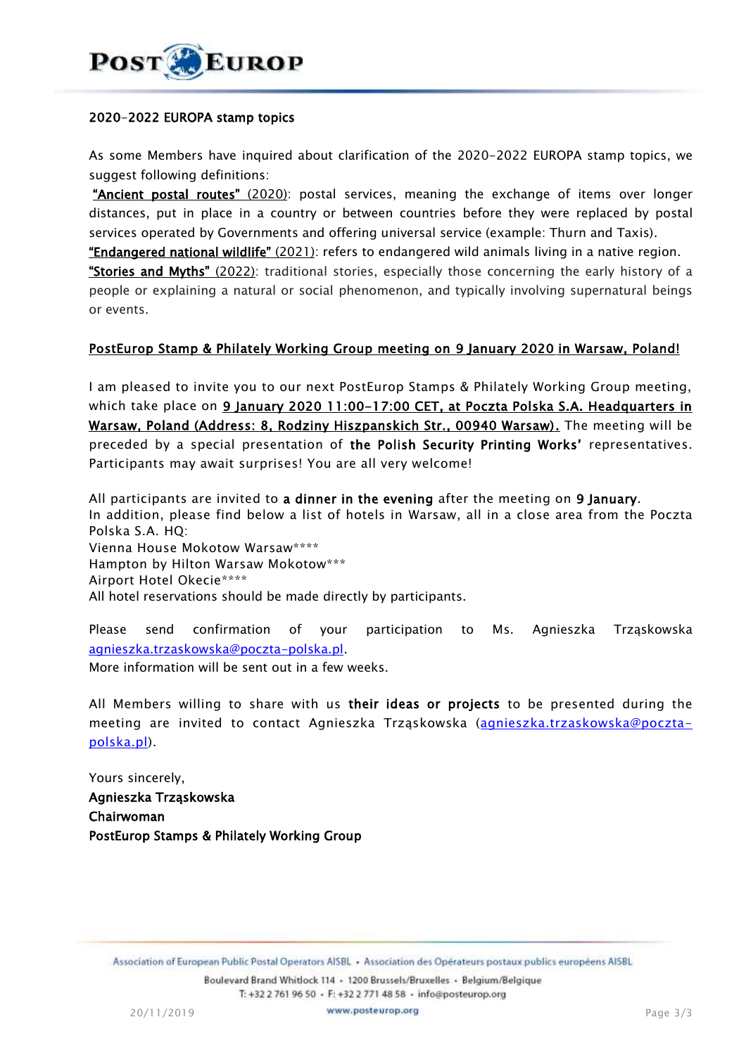## 2020-2022 EUROPA stamp topics

As some Members have inquired about clarification of the 2020-2022 EUROPA stamp topics, we suggest following definitions:

**"Ancient postal routes"** (2020): postal services, meaning the exchange of items over longer distances, put in place in a country or between countries before they were replaced by postal services operated by Governments and offering universal service (example: Thurn and Taxis).

**"Endangered national wildlife"** (2021): refers to endangered wild animals living in a native region.

**"Stories and Myths"** (2022): traditional stories, especially those concerning the early history of a people or explaining a natural or social phenomenon, and typically involving supernatural beings or events.

## PostEurop Stamp & Philately Working Group meeting on 9 January 2020 in Warsaw, Poland!

I am pleased to invite you to our next PostEurop Stamps & Philately Working Group meeting, which take place on **9 January 2020 11:00-17:00 CET, at Poczta Polska S.A. Headquarters in Warsaw, Poland (Address: 8, Rodziny Hiszpanskich Str., 00940 Warsaw).** The meeting will be preceded by a special presentation of **the Polish Security Printing Works'** representatives. Participants may await surprises! You are all very welcome!

All participants are invited to **a dinner in the evening** after the meeting on **9 January**.
In addition, please find below a list of hotels in Warsaw, all in a close area from the Poczta Polska S.A. HQ:
Vienna House Mokotow Warsaw****
Hampton by Hilton Warsaw Mokotow***
Airport Hotel Okecie****
All hotel reservations should be made directly by participants.

Please send confirmation of your participation to Ms. Agnieszka Trząskowska agnieszka.trzaskowska@poczta-polska.pl.
More information will be sent out in a few weeks.

All Members willing to share with us **their ideas or projects** to be presented during the meeting are invited to contact Agnieszka Trząskowska (agnieszka.trzaskowska@poczta-polska.pl).

Yours sincerely,
**Agnieszka Trząskowska**
**Chairwoman**
**PostEurop Stamps & Philately Working Group**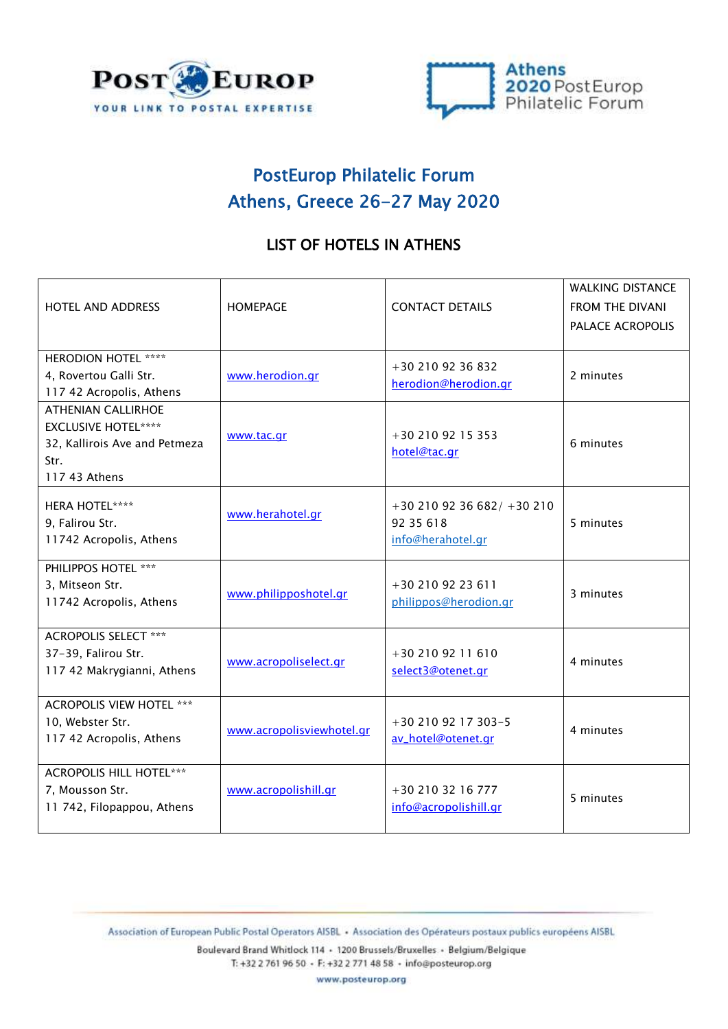# PostEurop Philatelic Forum
# Athens, Greece 26-27 May 2020

## LIST OF HOTELS IN ATHENS

| HOTEL AND ADDRESS | HOMEPAGE | CONTACT DETAILS | WALKING DISTANCE FROM THE DIVANI PALACE ACROPOLIS |
|---|---|---|---|
| HERODION HOTEL ****<br>4, Rovertou Galli Str.<br>117 42 Acropolis, Athens | www.herodion.gr | +30 210 92 36 832<br>herodion@herodion.gr | 2 minutes |
| ATHENIAN CALLIRHOE EXCLUSIVE HOTEL****<br>32, Kallirois Ave and Petmeza Str.<br>117 43 Athens | www.tac.gr | +30 210 92 15 353<br>hotel@tac.gr | 6 minutes |
| HERA HOTEL****<br>9, Falirou Str.<br>11742 Acropolis, Athens | www.herahotel.gr | +30 210 92 36 682/ +30 210 92 35 618<br>info@herahotel.gr | 5 minutes |
| PHILIPPOS HOTEL ***<br>3, Mitseon Str.<br>11742 Acropolis, Athens | www.philipposhotel.gr | +30 210 92 23 611<br>philippos@herodion.gr | 3 minutes |
| ACROPOLIS SELECT ***<br>37-39, Falirou Str.<br>117 42 Makrygianni, Athens | www.acropoliselect.gr | +30 210 92 11 610<br>select3@otenet.gr | 4 minutes |
| ACROPOLIS VIEW HOTEL ***<br>10, Webster Str.<br>117 42 Acropolis, Athens | www.acropolisviewhotel.gr | +30 210 92 17 303-5<br>av_hotel@otenet.gr | 4 minutes |
| ACROPOLIS HILL HOTEL***<br>7, Mousson Str.<br>11 742, Filopappou, Athens | www.acropolishill.gr | +30 210 32 16 777<br>info@acropolishill.gr | 5 minutes |